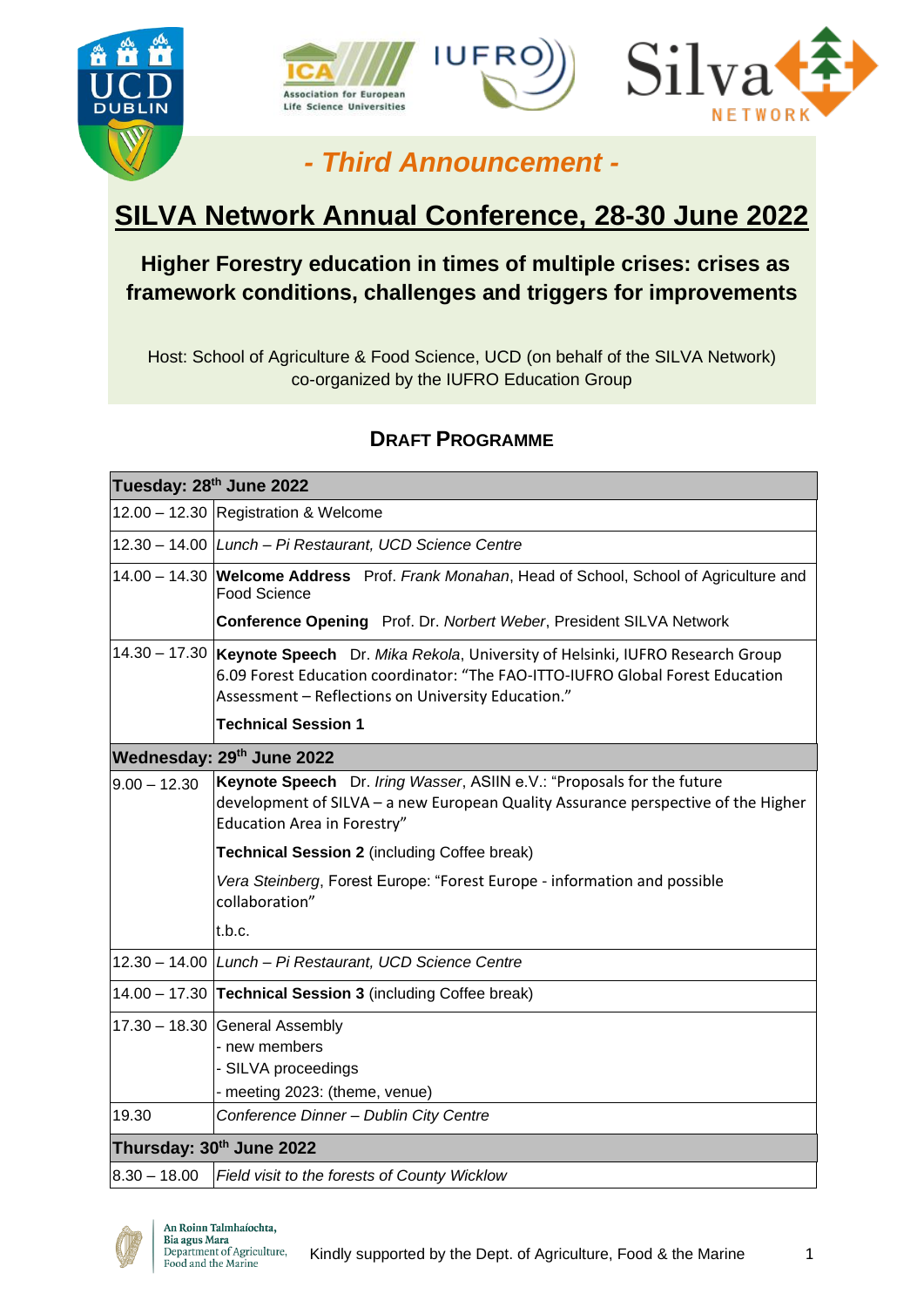*- Third Announcement -*

# SILVA Network Annual Conference, 28-30 June 2022

## Higher Forestry education in times of multiple crises: crises as framework conditions, challenges and triggers for improvements

Host: School of Agriculture & Food Science, UCD (on behalf of the SILVA Network)
co-organized by the IUFRO Education Group

## DRAFT PROGRAMME

| **Tuesday: 28th June 2022** | |
|---|---|
| 12.00 – 12.30 | Registration & Welcome |
| 12.30 – 14.00 | *Lunch – Pi Restaurant, UCD Science Centre* |
| 14.00 – 14.30 | **Welcome Address** Prof. *Frank Monahan*, Head of School, School of Agriculture and Food Science<br>**Conference Opening** Prof. Dr. *Norbert Weber*, President SILVA Network |
| 14.30 – 17.30 | **Keynote Speech** Dr. *Mika Rekola*, University of Helsinki, IUFRO Research Group 6.09 Forest Education coordinator: "The FAO-ITTO-IUFRO Global Forest Education Assessment – Reflections on University Education."<br>**Technical Session 1** |
| **Wednesday: 29th June 2022** | |
| 9.00 – 12.30 | **Keynote Speech** Dr. *Iring Wasser*, ASIIN e.V.: "Proposals for the future development of SILVA – a new European Quality Assurance perspective of the Higher Education Area in Forestry"<br>**Technical Session 2** (including Coffee break)<br>*Vera Steinberg*, Forest Europe: "Forest Europe - information and possible collaboration"<br>t.b.c. |
| 12.30 – 14.00 | *Lunch – Pi Restaurant, UCD Science Centre* |
| 14.00 – 17.30 | **Technical Session 3** (including Coffee break) |
| 17.30 – 18.30 | General Assembly<br>- new members<br>- SILVA proceedings<br>- meeting 2023: (theme, venue) |
| 19.30 | *Conference Dinner – Dublin City Centre* |
| **Thursday: 30th June 2022** | |
| 8.30 – 18.00 | *Field visit to the forests of County Wicklow* |

Kindly supported by the Dept. of Agriculture, Food & the Marine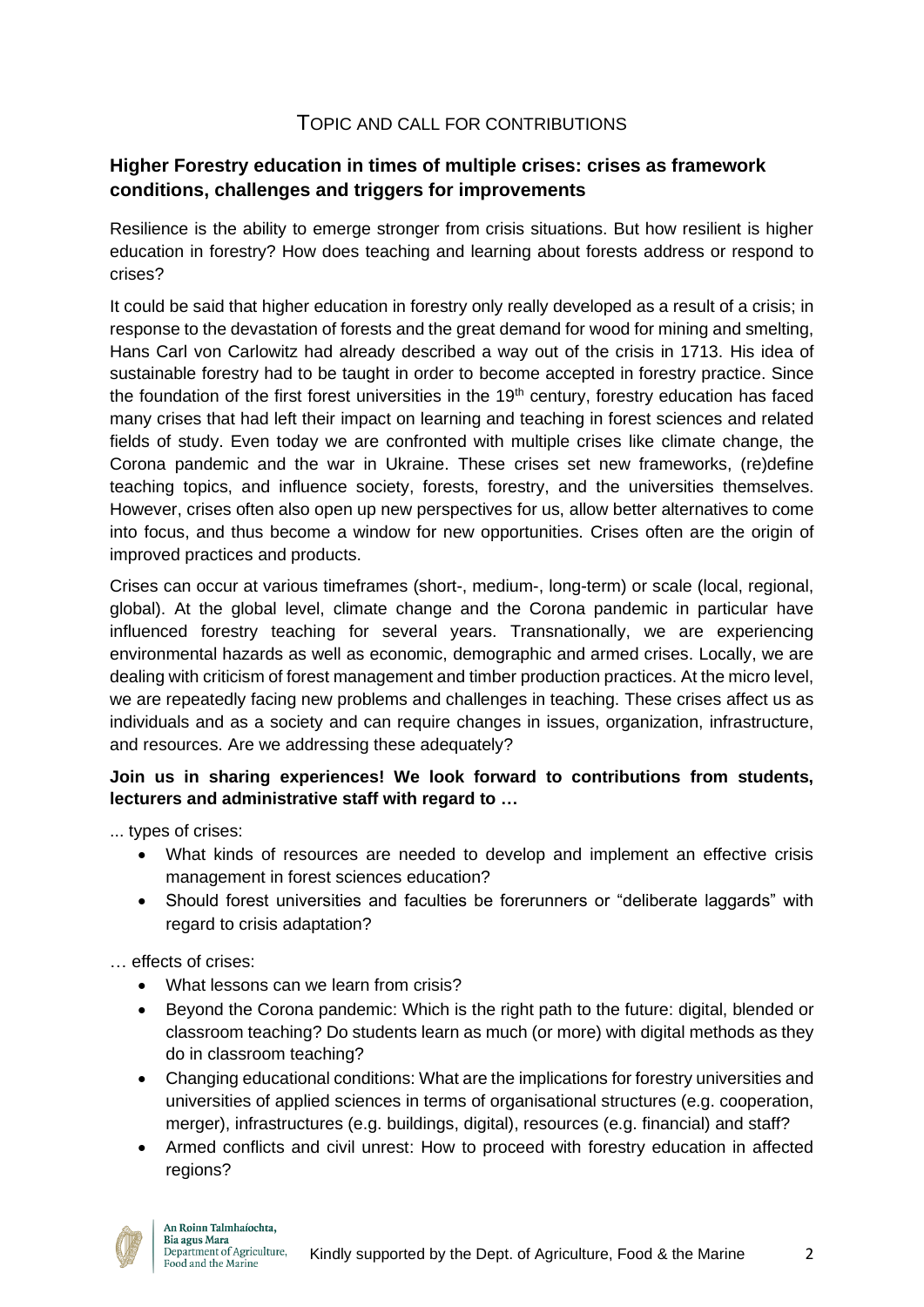## Topic and Call for Contributions

### Higher Forestry education in times of multiple crises: crises as framework conditions, challenges and triggers for improvements

Resilience is the ability to emerge stronger from crisis situations. But how resilient is higher education in forestry? How does teaching and learning about forests address or respond to crises?

It could be said that higher education in forestry only really developed as a result of a crisis; in response to the devastation of forests and the great demand for wood for mining and smelting, Hans Carl von Carlowitz had already described a way out of the crisis in 1713. His idea of sustainable forestry had to be taught in order to become accepted in forestry practice. Since the foundation of the first forest universities in the 19th century, forestry education has faced many crises that had left their impact on learning and teaching in forest sciences and related fields of study. Even today we are confronted with multiple crises like climate change, the Corona pandemic and the war in Ukraine. These crises set new frameworks, (re)define teaching topics, and influence society, forests, forestry, and the universities themselves. However, crises often also open up new perspectives for us, allow better alternatives to come into focus, and thus become a window for new opportunities. Crises often are the origin of improved practices and products.

Crises can occur at various timeframes (short-, medium-, long-term) or scale (local, regional, global). At the global level, climate change and the Corona pandemic in particular have influenced forestry teaching for several years. Transnationally, we are experiencing environmental hazards as well as economic, demographic and armed crises. Locally, we are dealing with criticism of forest management and timber production practices. At the micro level, we are repeatedly facing new problems and challenges in teaching. These crises affect us as individuals and as a society and can require changes in issues, organization, infrastructure, and resources. Are we addressing these adequately?

**Join us in sharing experiences! We look forward to contributions from students, lecturers and administrative staff with regard to …**

... types of crises:

- What kinds of resources are needed to develop and implement an effective crisis management in forest sciences education?
- Should forest universities and faculties be forerunners or "deliberate laggards" with regard to crisis adaptation?

… effects of crises:

- What lessons can we learn from crisis?
- Beyond the Corona pandemic: Which is the right path to the future: digital, blended or classroom teaching? Do students learn as much (or more) with digital methods as they do in classroom teaching?
- Changing educational conditions: What are the implications for forestry universities and universities of applied sciences in terms of organisational structures (e.g. cooperation, merger), infrastructures (e.g. buildings, digital), resources (e.g. financial) and staff?
- Armed conflicts and civil unrest: How to proceed with forestry education in affected regions?

An Roinn Talmhaíochta, Bia agus Mara
Department of Agriculture, Food and the Marine

Kindly supported by the Dept. of Agriculture, Food & the Marine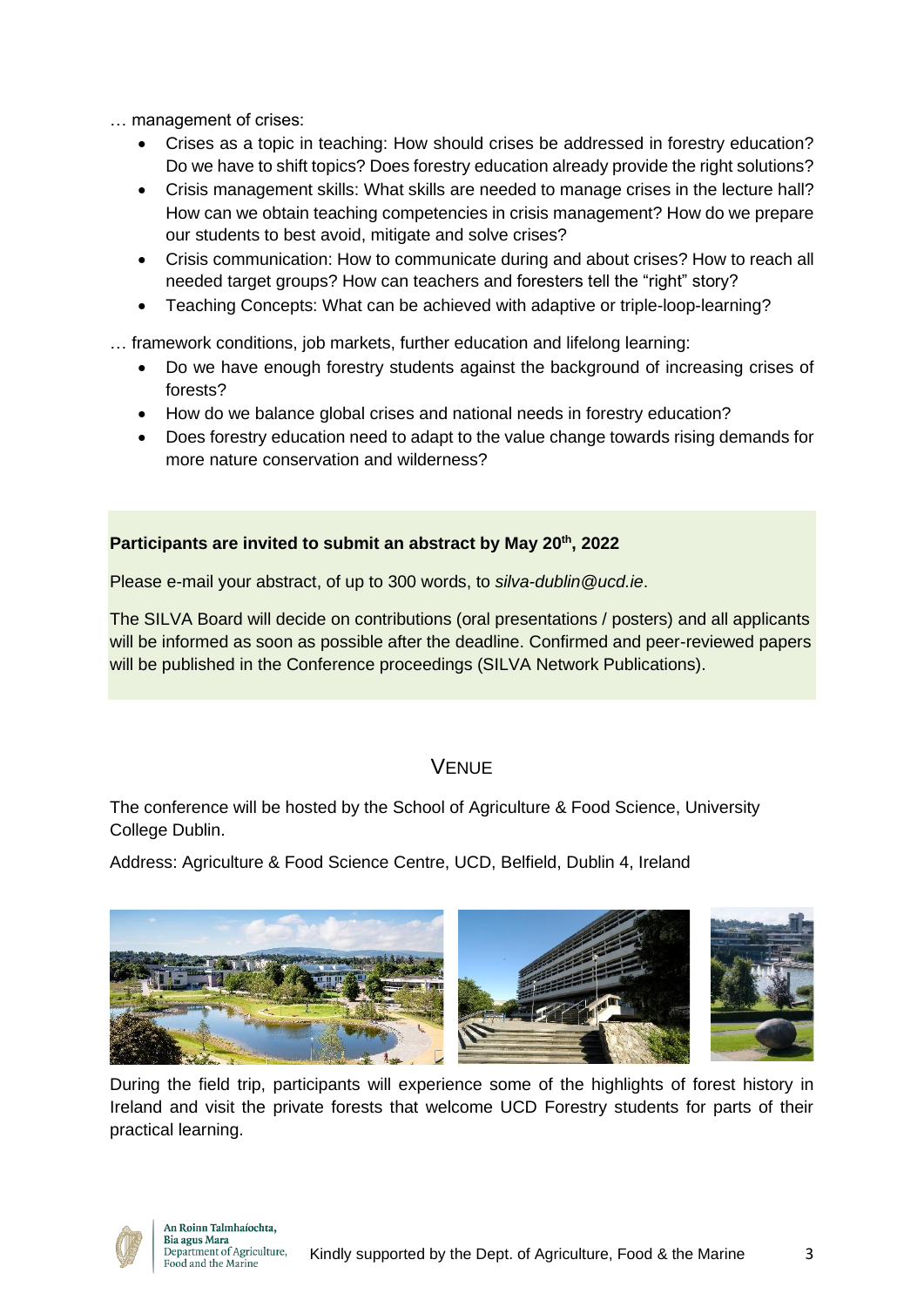… management of crises:

- Crises as a topic in teaching: How should crises be addressed in forestry education? Do we have to shift topics? Does forestry education already provide the right solutions?
- Crisis management skills: What skills are needed to manage crises in the lecture hall? How can we obtain teaching competencies in crisis management? How do we prepare our students to best avoid, mitigate and solve crises?
- Crisis communication: How to communicate during and about crises? How to reach all needed target groups? How can teachers and foresters tell the "right" story?
- Teaching Concepts: What can be achieved with adaptive or triple-loop-learning?

… framework conditions, job markets, further education and lifelong learning:

- Do we have enough forestry students against the background of increasing crises of forests?
- How do we balance global crises and national needs in forestry education?
- Does forestry education need to adapt to the value change towards rising demands for more nature conservation and wilderness?

**Participants are invited to submit an abstract by May 20th, 2022**

Please e-mail your abstract, of up to 300 words, to *silva-dublin@ucd.ie*.

The SILVA Board will decide on contributions (oral presentations / posters) and all applicants will be informed as soon as possible after the deadline. Confirmed and peer-reviewed papers will be published in the Conference proceedings (SILVA Network Publications).

## Venue

The conference will be hosted by the School of Agriculture & Food Science, University College Dublin.

Address: Agriculture & Food Science Centre, UCD, Belfield, Dublin 4, Ireland

During the field trip, participants will experience some of the highlights of forest history in Ireland and visit the private forests that welcome UCD Forestry students for parts of their practical learning.

An Roinn Talmhaíochta, Bia agus Mara
Department of Agriculture, Food and the Marine

Kindly supported by the Dept. of Agriculture, Food & the Marine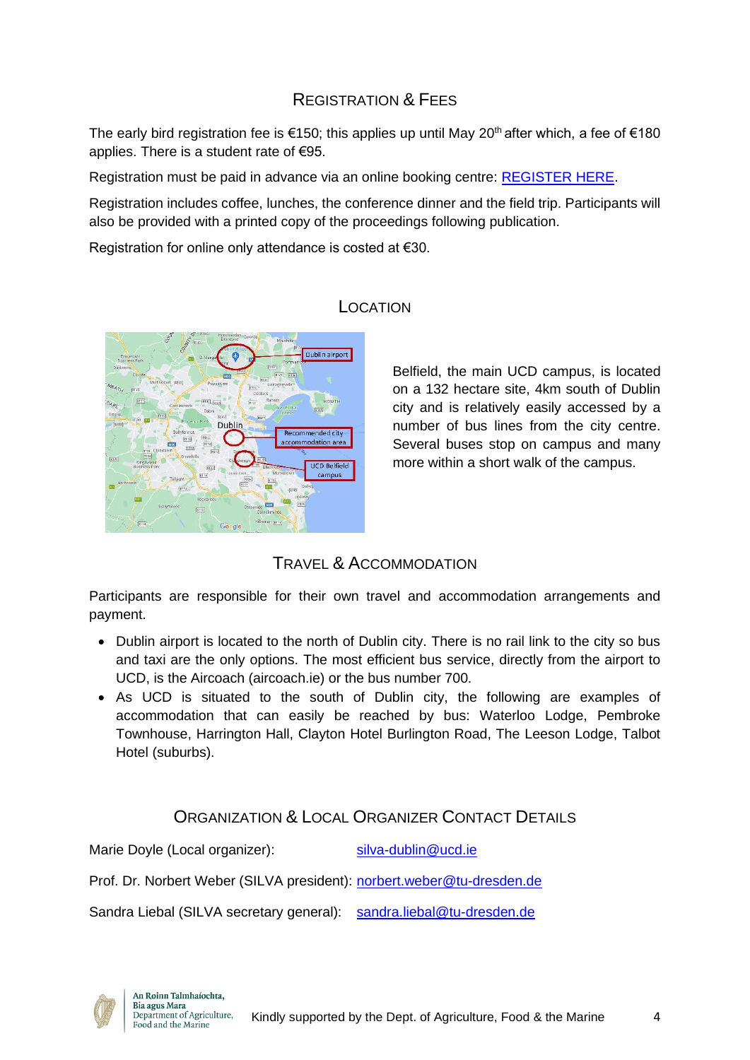## Registration & Fees

The early bird registration fee is €150; this applies up until May 20th after which, a fee of €180 applies. There is a student rate of €95.

Registration must be paid in advance via an online booking centre: REGISTER HERE.

Registration includes coffee, lunches, the conference dinner and the field trip. Participants will also be provided with a printed copy of the proceedings following publication.

Registration for online only attendance is costed at €30.

## Location

Belfield, the main UCD campus, is located on a 132 hectare site, 4km south of Dublin city and is relatively easily accessed by a number of bus lines from the city centre. Several buses stop on campus and many more within a short walk of the campus.

## Travel & Accommodation

Participants are responsible for their own travel and accommodation arrangements and payment.

- Dublin airport is located to the north of Dublin city. There is no rail link to the city so bus and taxi are the only options. The most efficient bus service, directly from the airport to UCD, is the Aircoach (aircoach.ie) or the bus number 700.
- As UCD is situated to the south of Dublin city, the following are examples of accommodation that can easily be reached by bus: Waterloo Lodge, Pembroke Townhouse, Harrington Hall, Clayton Hotel Burlington Road, The Leeson Lodge, Talbot Hotel (suburbs).

## Organization & Local Organizer Contact Details

Marie Doyle (Local organizer): silva-dublin@ucd.ie

Prof. Dr. Norbert Weber (SILVA president): norbert.weber@tu-dresden.de

Sandra Liebal (SILVA secretary general): sandra.liebal@tu-dresden.de

An Roinn Talmhaíochta, Bia agus Mara
Department of Agriculture, Food and the Marine

Kindly supported by the Dept. of Agriculture, Food & the Marine